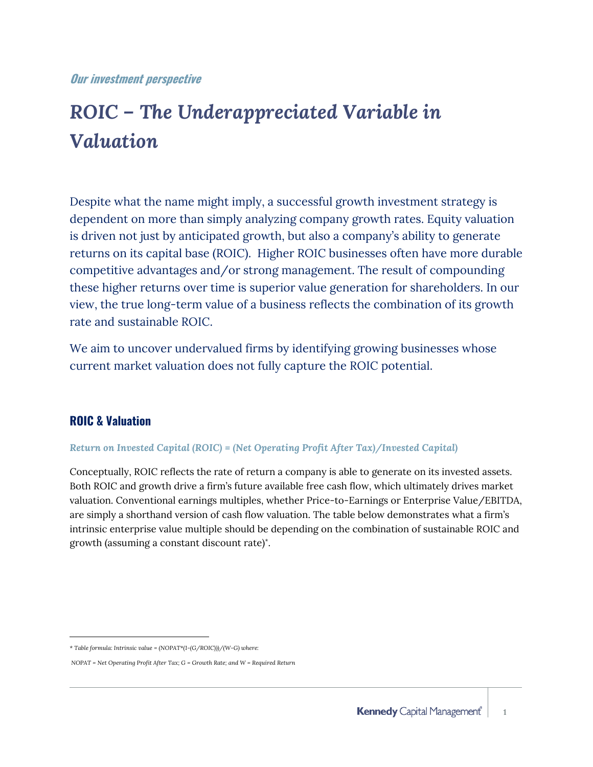*Our investment perspective*

# ROIC – The Underappreciated Variable in Valuation

Despite what the name might imply, a successful growth investment strategy is dependent on more than simply analyzing company growth rates. Equity valuation is driven not just by anticipated growth, but also a company's ability to generate returns on its capital base (ROIC). Higher ROIC businesses often have more durable competitive advantages and/or strong management. The result of compounding these higher returns over time is superior value generation for shareholders. In our view, the true long-term value of a business reflects the combination of its growth rate and sustainable ROIC.

We aim to uncover undervalued firms by identifying growing businesses whose current market valuation does not fully capture the ROIC potential.

## ROIC & Valuation

*Return on Invested Capital (ROIC) = (Net Operating Profit After Tax)/Invested Capital)*

Conceptually, ROIC reflects the rate of return a company is able to generate on its invested assets. Both ROIC and growth drive a firm's future available free cash flow, which ultimately drives market valuation. Conventional earnings multiples, whether Price-to-Earnings or Enterprise Value/EBITDA, are simply a shorthand version of cash flow valuation. The table below demonstrates what a firm's intrinsic enterprise value multiple should be depending on the combination of sustainable ROIC and growth (assuming a constant discount rate)*.

---

* *Table formula: Intrinsic value = (NOPAT*(1-(G/ROIC)))/(W-G) where:*

*NOPAT = Net Operating Profit After Tax; G = Growth Rate; and W = Required Return*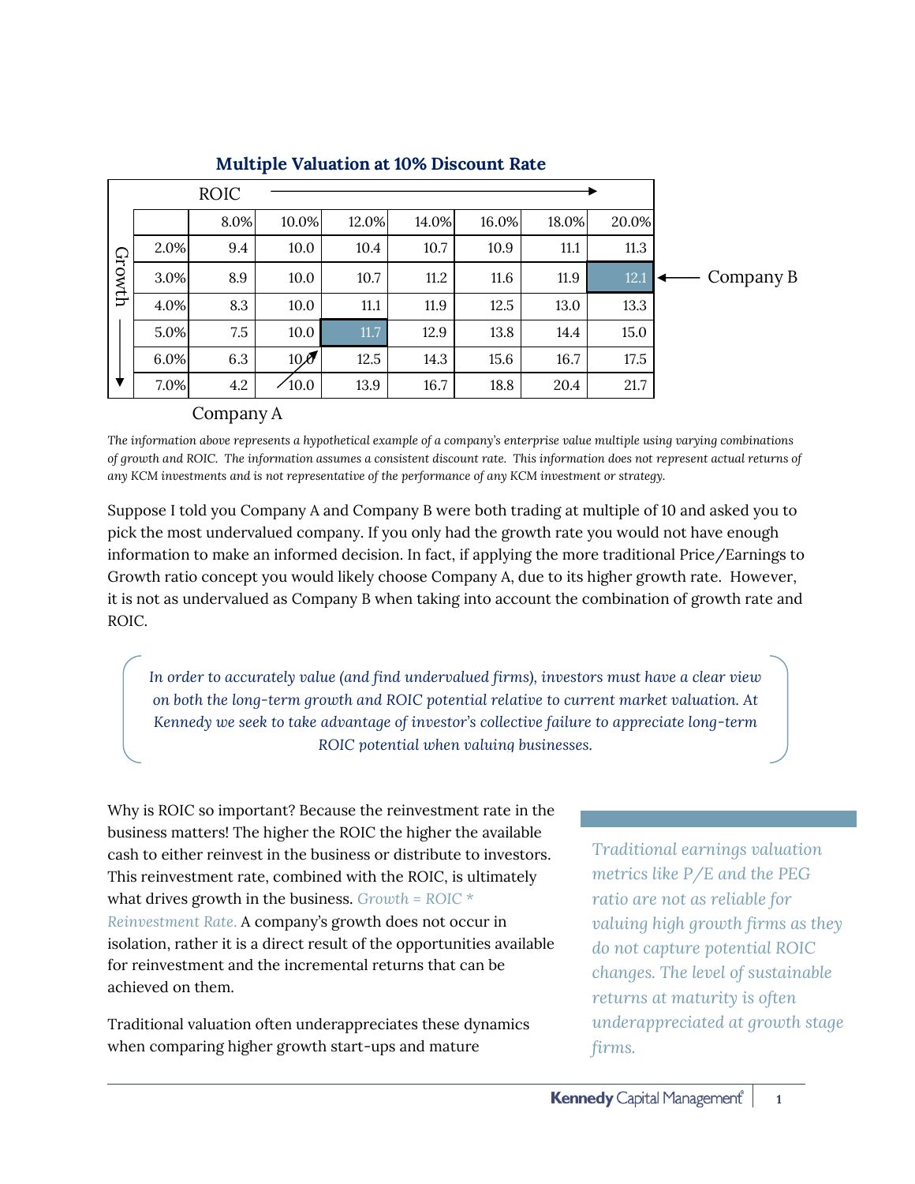**Multiple Valuation at 10% Discount Rate**

| Growth \ ROIC | 8.0% | 10.0% | 12.0% | 14.0% | 16.0% | 18.0% | 20.0% |
|---|---|---|---|---|---|---|---|
| 2.0% | 9.4 | 10.0 | 10.4 | 10.7 | 10.9 | 11.1 | 11.3 |
| 3.0% | 8.9 | 10.0 | 10.7 | 11.2 | 11.6 | 11.9 | **12.1** (Company B) |
| 4.0% | 8.3 | 10.0 | 11.1 | 11.9 | 12.5 | 13.0 | 13.3 |
| 5.0% | 7.5 | 10.0 | **11.7** | 12.9 | 13.8 | 14.4 | 15.0 |
| 6.0% | 6.3 | 10.0 | 12.5 | 14.3 | 15.6 | 16.7 | 17.5 |
| 7.0% | 4.2 | 10.0 (Company A) | 13.9 | 16.7 | 18.8 | 20.4 | 21.7 |

*The information above represents a hypothetical example of a company's enterprise value multiple using varying combinations of growth and ROIC. The information assumes a consistent discount rate. This information does not represent actual returns of any KCM investments and is not representative of the performance of any KCM investment or strategy.*

Suppose I told you Company A and Company B were both trading at multiple of 10 and asked you to pick the most undervalued company. If you only had the growth rate you would not have enough information to make an informed decision. In fact, if applying the more traditional Price/Earnings to Growth ratio concept you would likely choose Company A, due to its higher growth rate. However, it is not as undervalued as Company B when taking into account the combination of growth rate and ROIC.

> *In order to accurately value (and find undervalued firms), investors must have a clear view on both the long-term growth and ROIC potential relative to current market valuation. At Kennedy we seek to take advantage of investor's collective failure to appreciate long-term ROIC potential when valuing businesses.*

Why is ROIC so important? Because the reinvestment rate in the business matters! The higher the ROIC the higher the available cash to either reinvest in the business or distribute to investors. This reinvestment rate, combined with the ROIC, is ultimately what drives growth in the business. *Growth = ROIC * Reinvestment Rate.* A company's growth does not occur in isolation, rather it is a direct result of the opportunities available for reinvestment and the incremental returns that can be achieved on them.

> *Traditional earnings valuation metrics like P/E and the PEG ratio are not as reliable for valuing high growth firms as they do not capture potential ROIC changes. The level of sustainable returns at maturity is often underappreciated at growth stage firms.*

Traditional valuation often underappreciates these dynamics when comparing higher growth start-ups and mature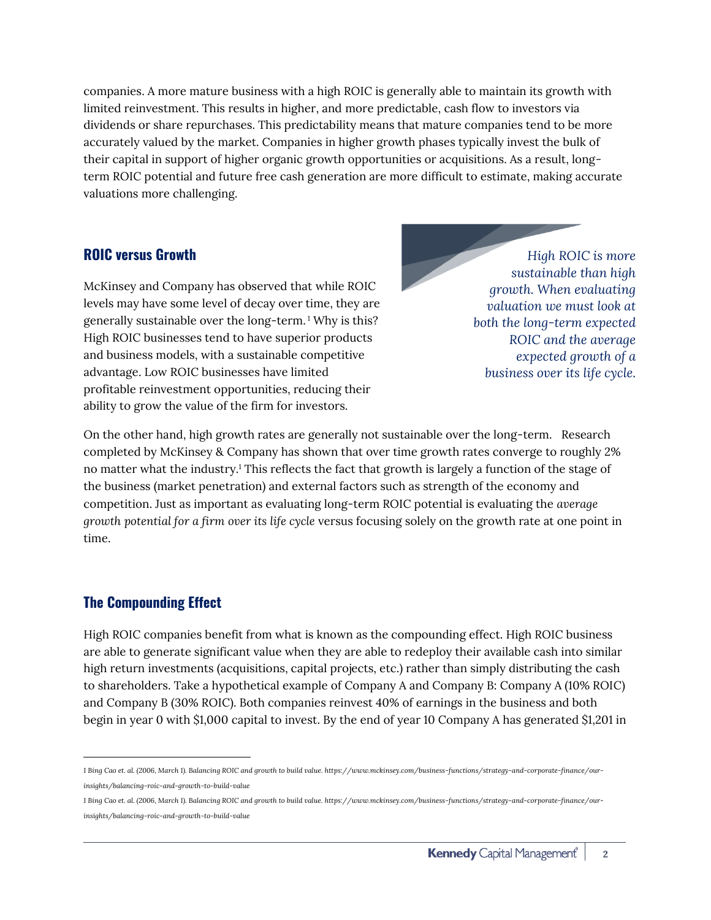companies. A more mature business with a high ROIC is generally able to maintain its growth with limited reinvestment. This results in higher, and more predictable, cash flow to investors via dividends or share repurchases. This predictability means that mature companies tend to be more accurately valued by the market. Companies in higher growth phases typically invest the bulk of their capital in support of higher organic growth opportunities or acquisitions. As a result, long-term ROIC potential and future free cash generation are more difficult to estimate, making accurate valuations more challenging.

## ROIC versus Growth

McKinsey and Company has observed that while ROIC levels may have some level of decay over time, they are generally sustainable over the long-term.[1] Why is this? High ROIC businesses tend to have superior products and business models, with a sustainable competitive advantage. Low ROIC businesses have limited profitable reinvestment opportunities, reducing their ability to grow the value of the firm for investors.

*High ROIC is more sustainable than high growth. When evaluating valuation we must look at both the long-term expected ROIC and the average expected growth of a business over its life cycle.*

On the other hand, high growth rates are generally not sustainable over the long-term. Research completed by McKinsey & Company has shown that over time growth rates converge to roughly 2% no matter what the industry.[1] This reflects the fact that growth is largely a function of the stage of the business (market penetration) and external factors such as strength of the economy and competition. Just as important as evaluating long-term ROIC potential is evaluating the *average growth potential for a firm over its life cycle* versus focusing solely on the growth rate at one point in time.

## The Compounding Effect

High ROIC companies benefit from what is known as the compounding effect. High ROIC business are able to generate significant value when they are able to redeploy their available cash into similar high return investments (acquisitions, capital projects, etc.) rather than simply distributing the cash to shareholders. Take a hypothetical example of Company A and Company B: Company A (10% ROIC) and Company B (30% ROIC). Both companies reinvest 40% of earnings in the business and both begin in year 0 with $1,000 capital to invest. By the end of year 10 Company A has generated $1,201 in

---

1 *Bing Cao et. al. (2006, March 1). Balancing ROIC and growth to build value. https://www.mckinsey.com/business-functions/strategy-and-corporate-finance/our-insights/balancing-roic-and-growth-to-build-value*

1 *Bing Cao et. al. (2006, March 1). Balancing ROIC and growth to build value. https://www.mckinsey.com/business-functions/strategy-and-corporate-finance/our-insights/balancing-roic-and-growth-to-build-value*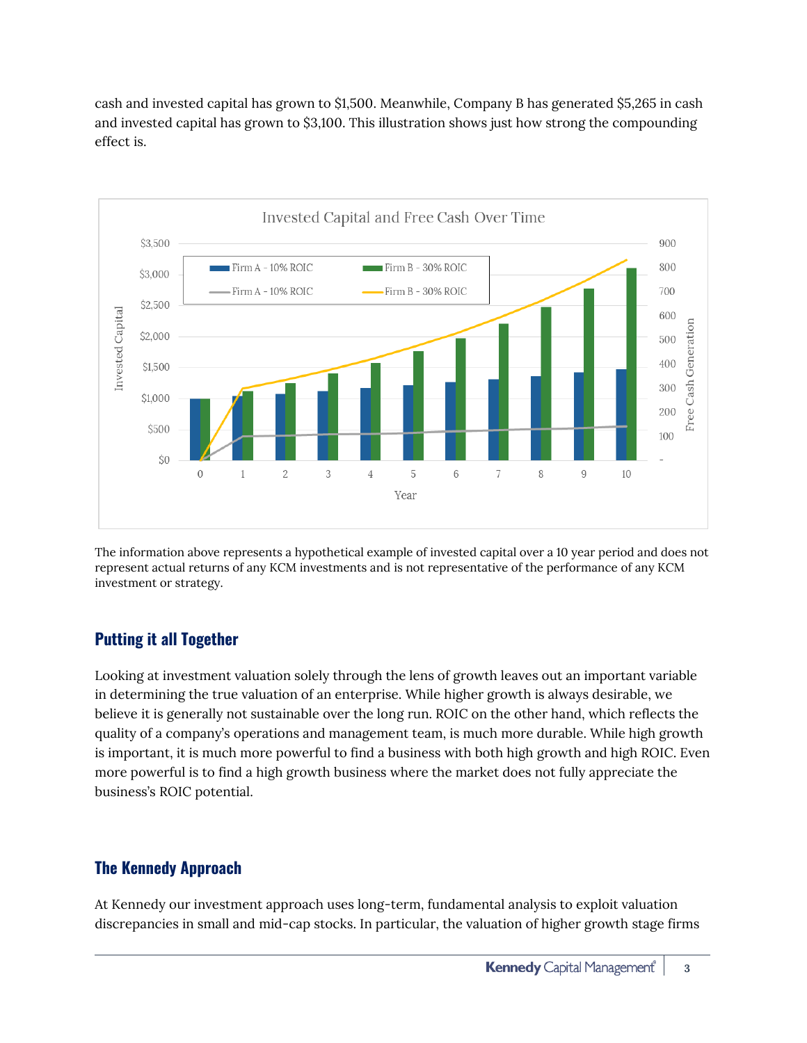cash and invested capital has grown to $1,500. Meanwhile, Company B has generated $5,265 in cash and invested capital has grown to $3,100. This illustration shows just how strong the compounding effect is.

The information above represents a hypothetical example of invested capital over a 10 year period and does not represent actual returns of any KCM investments and is not representative of the performance of any KCM investment or strategy.

## Putting it all Together

Looking at investment valuation solely through the lens of growth leaves out an important variable in determining the true valuation of an enterprise. While higher growth is always desirable, we believe it is generally not sustainable over the long run. ROIC on the other hand, which reflects the quality of a company's operations and management team, is much more durable. While high growth is important, it is much more powerful to find a business with both high growth and high ROIC. Even more powerful is to find a high growth business where the market does not fully appreciate the business's ROIC potential.

## The Kennedy Approach

At Kennedy our investment approach uses long-term, fundamental analysis to exploit valuation discrepancies in small and mid-cap stocks. In particular, the valuation of higher growth stage firms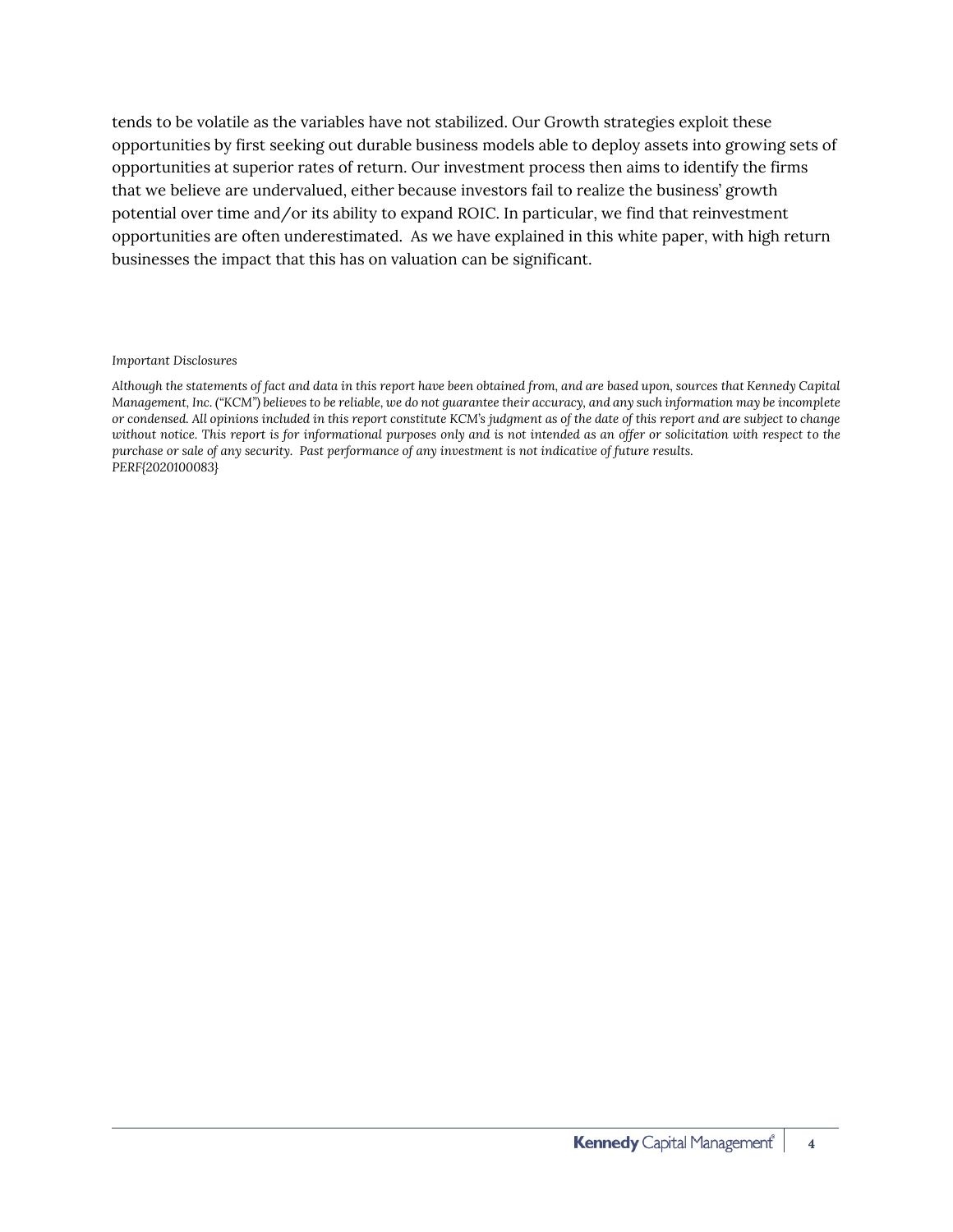tends to be volatile as the variables have not stabilized. Our Growth strategies exploit these opportunities by first seeking out durable business models able to deploy assets into growing sets of opportunities at superior rates of return. Our investment process then aims to identify the firms that we believe are undervalued, either because investors fail to realize the business' growth potential over time and/or its ability to expand ROIC. In particular, we find that reinvestment opportunities are often underestimated. As we have explained in this white paper, with high return businesses the impact that this has on valuation can be significant.

*Important Disclosures*

*Although the statements of fact and data in this report have been obtained from, and are based upon, sources that Kennedy Capital Management, Inc. ("KCM") believes to be reliable, we do not guarantee their accuracy, and any such information may be incomplete or condensed. All opinions included in this report constitute KCM's judgment as of the date of this report and are subject to change without notice. This report is for informational purposes only and is not intended as an offer or solicitation with respect to the purchase or sale of any security. Past performance of any investment is not indicative of future results.*
*PERF{2020100083}*